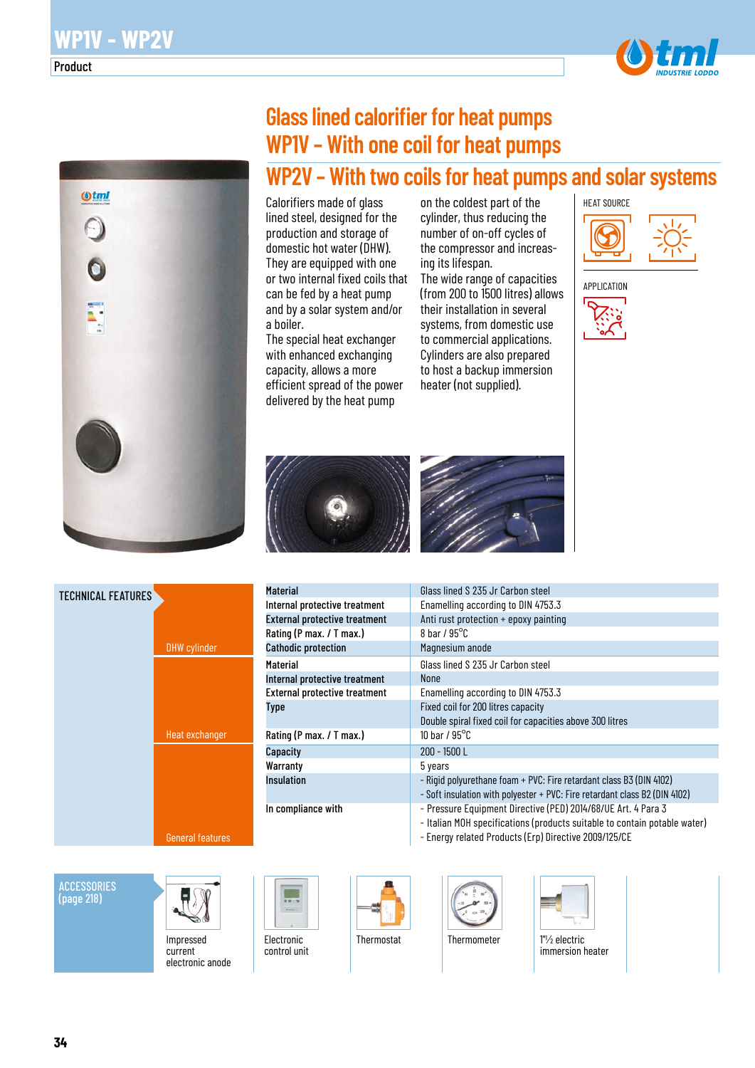# WP1V - WP2V

Product

## Glass lined calorifier for heat pumps
## WP1V - With one coil for heat pumps
## WP2V - With two coils for heat pumps and solar systems

Calorifiers made of glass lined steel, designed for the production and storage of domestic hot water (DHW). They are equipped with one or two internal fixed coils that can be fed by a heat pump and by a solar system and/or a boiler.
The special heat exchanger with enhanced exchanging capacity, allows a more efficient spread of the power delivered by the heat pump on the coldest part of the cylinder, thus reducing the number of on-off cycles of the compressor and increasing its lifespan.
The wide range of capacities (from 200 to 1500 litres) allows their installation in several systems, from domestic use to commercial applications.
Cylinders are also prepared to host a backup immersion heater (not supplied).

HEAT SOURCE

APPLICATION

## TECHNICAL FEATURES

| Section | Feature | Value |
|---|---|---|
| DHW cylinder | **Material** | Glass lined S 235 Jr Carbon steel |
| | **Internal protective treatment** | Enamelling according to DIN 4753.3 |
| | **External protective treatment** | Anti rust protection + epoxy painting |
| | **Rating (P max. / T max.)** | 8 bar / 95°C |
| | **Cathodic protection** | Magnesium anode |
| Heat exchanger | **Material** | Glass lined S 235 Jr Carbon steel |
| | **Internal protective treatment** | None |
| | **External protective treatment** | Enamelling according to DIN 4753.3 |
| | **Type** | Fixed coil for 200 litres capacity<br>Double spiral fixed coil for capacities above 300 litres |
| | **Rating (P max. / T max.)** | 10 bar / 95°C |
| General features | **Capacity** | 200 - 1500 L |
| | **Warranty** | 5 years |
| | **Insulation** | - Rigid polyurethane foam + PVC: Fire retardant class B3 (DIN 4102)<br>- Soft insulation with polyester + PVC: Fire retardant class B2 (DIN 4102) |
| | **In compliance with** | - Pressure Equipment Directive (PED) 2014/68/UE Art. 4 Para 3<br>- Italian MOH specifications (products suitable to contain potable water)<br>- Energy related Products (Erp) Directive 2009/125/CE |

## ACCESSORIES (page 218)

- Impressed current electronic anode
- Electronic control unit
- Thermostat
- Thermometer
- 1"½ electric immersion heater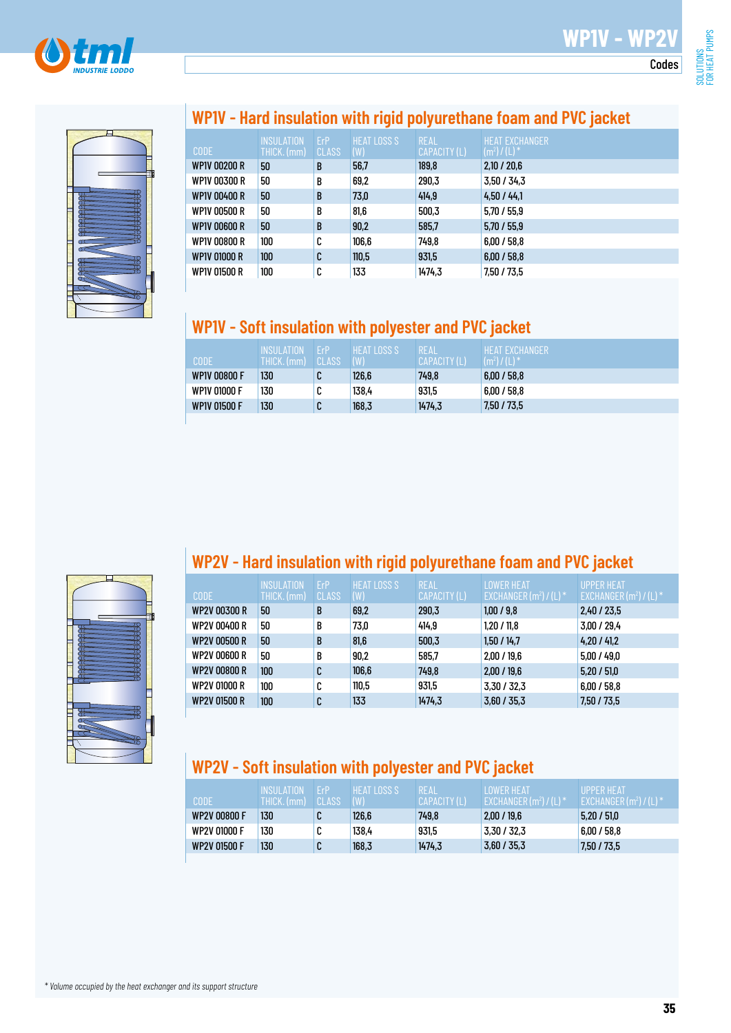# WP1V - WP2V

Codes

## WP1V - Hard insulation with rigid polyurethane foam and PVC jacket

| CODE | INSULATION THICK. (mm) | ErP CLASS | HEAT LOSS S (W) | REAL CAPACITY (L) | HEAT EXCHANGER ($m^2$) / (L) * |
|---|---|---|---|---|---|
| WP1V 00200 R | 50 | B | 56,7 | 189,8 | 2,10 / 20,6 |
| WP1V 00300 R | 50 | B | 69,2 | 290,3 | 3,50 / 34,3 |
| WP1V 00400 R | 50 | B | 73,0 | 414,9 | 4,50 / 44,1 |
| WP1V 00500 R | 50 | B | 81,6 | 500,3 | 5,70 / 55,9 |
| WP1V 00600 R | 50 | B | 90,2 | 585,7 | 5,70 / 55,9 |
| WP1V 00800 R | 100 | C | 106,6 | 749,8 | 6,00 / 58,8 |
| WP1V 01000 R | 100 | C | 110,5 | 931,5 | 6,00 / 58,8 |
| WP1V 01500 R | 100 | C | 133 | 1474,3 | 7,50 / 73,5 |

## WP1V - Soft insulation with polyester and PVC jacket

| CODE | INSULATION THICK. (mm) | ErP CLASS | HEAT LOSS S (W) | REAL CAPACITY (L) | HEAT EXCHANGER ($m^2$) / (L) * |
|---|---|---|---|---|---|
| WP1V 00800 F | 130 | C | 126,6 | 749,8 | 6,00 / 58,8 |
| WP1V 01000 F | 130 | C | 138,4 | 931,5 | 6,00 / 58,8 |
| WP1V 01500 F | 130 | C | 168,3 | 1474,3 | 7,50 / 73,5 |

## WP2V - Hard insulation with rigid polyurethane foam and PVC jacket

| CODE | INSULATION THICK. (mm) | ErP CLASS | HEAT LOSS S (W) | REAL CAPACITY (L) | LOWER HEAT EXCHANGER ($m^2$) / (L) * | UPPER HEAT EXCHANGER ($m^2$) / (L) * |
|---|---|---|---|---|---|---|
| WP2V 00300 R | 50 | B | 69,2 | 290,3 | 1,00 / 9,8 | 2,40 / 23,5 |
| WP2V 00400 R | 50 | B | 73,0 | 414,9 | 1,20 / 11,8 | 3,00 / 29,4 |
| WP2V 00500 R | 50 | B | 81,6 | 500,3 | 1,50 / 14,7 | 4,20 / 41,2 |
| WP2V 00600 R | 50 | B | 90,2 | 585,7 | 2,00 / 19,6 | 5,00 / 49,0 |
| WP2V 00800 R | 100 | C | 106,6 | 749,8 | 2,00 / 19,6 | 5,20 / 51,0 |
| WP2V 01000 R | 100 | C | 110,5 | 931,5 | 3,30 / 32,3 | 6,00 / 58,8 |
| WP2V 01500 R | 100 | C | 133 | 1474,3 | 3,60 / 35,3 | 7,50 / 73,5 |

## WP2V - Soft insulation with polyester and PVC jacket

| CODE | INSULATION THICK. (mm) | ErP CLASS | HEAT LOSS S (W) | REAL CAPACITY (L) | LOWER HEAT EXCHANGER ($m^2$) / (L) * | UPPER HEAT EXCHANGER ($m^2$) / (L) * |
|---|---|---|---|---|---|---|
| WP2V 00800 F | 130 | C | 126,6 | 749,8 | 2,00 / 19,6 | 5,20 / 51,0 |
| WP2V 01000 F | 130 | C | 138,4 | 931,5 | 3,30 / 32,3 | 6,00 / 58,8 |
| WP2V 01500 F | 130 | C | 168,3 | 1474,3 | 3,60 / 35,3 | 7,50 / 73,5 |

*\* Volume occupied by the heat exchanger and its support structure*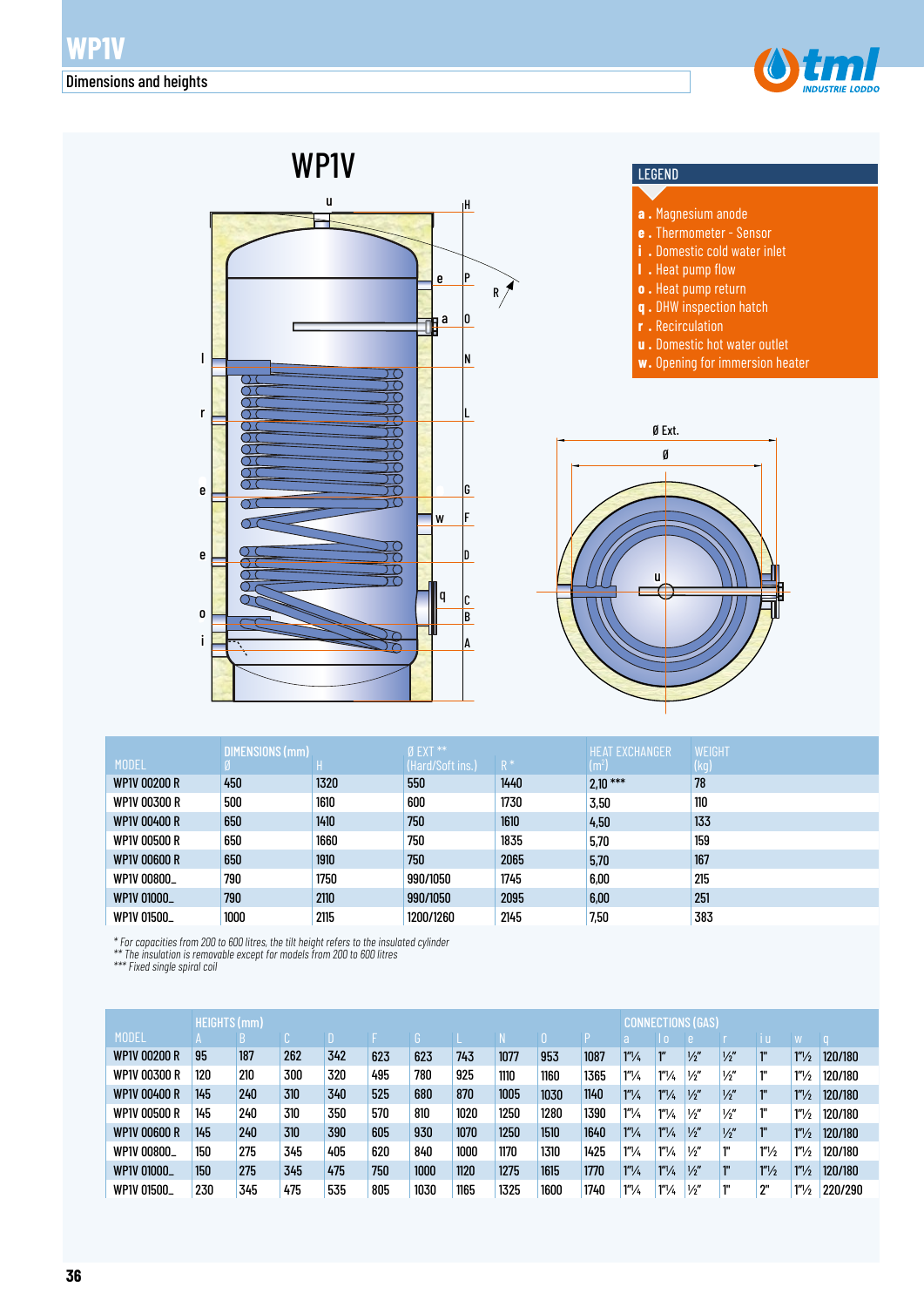# WP1V

Dimensions and heights

## WP1V

**LEGEND**

- **a .** Magnesium anode
- **e .** Thermometer - Sensor
- **i .** Domestic cold water inlet
- **l .** Heat pump flow
- **o .** Heat pump return
- **q .** DHW inspection hatch
- **r .** Recirculation
- **u .** Domestic hot water outlet
- **w.** Opening for immersion heater

| MODEL | DIMENSIONS (mm) Ø | H | Ø EXT ** (Hard/Soft ins.) | R * | HEAT EXCHANGER ($m^2$) | WEIGHT (kg) |
|---|---|---|---|---|---|---|
| WP1V 00200 R | 450 | 1320 | 550 | 1440 | 2,10 *** | 78 |
| WP1V 00300 R | 500 | 1610 | 600 | 1730 | 3,50 | 110 |
| WP1V 00400 R | 650 | 1410 | 750 | 1610 | 4,50 | 133 |
| WP1V 00500 R | 650 | 1660 | 750 | 1835 | 5,70 | 159 |
| WP1V 00600 R | 650 | 1910 | 750 | 2065 | 5,70 | 167 |
| WP1V 00800_ | 790 | 1750 | 990/1050 | 1745 | 6,00 | 215 |
| WP1V 01000_ | 790 | 2110 | 990/1050 | 2095 | 6,00 | 251 |
| WP1V 01500_ | 1000 | 2115 | 1200/1260 | 2145 | 7,50 | 383 |

*\* For capacities from 200 to 600 litres, the tilt height refers to the insulated cylinder*
*\*\* The insulation is removable except for models from 200 to 600 litres*
*\*\*\* Fixed single spiral coil*

| MODEL | HEIGHTS (mm) A | B | C | D | F | G | L | N | O | P | CONNECTIONS (GAS) a | l o | e | r | i u | w | q |
|---|---|---|---|---|---|---|---|---|---|---|---|---|---|---|---|---|---|
| WP1V 00200 R | 95 | 187 | 262 | 342 | 623 | 623 | 743 | 1077 | 953 | 1087 | 1"¼ | 1" | ½" | ½" | 1" | 1"½ | 120/180 |
| WP1V 00300 R | 120 | 210 | 300 | 320 | 495 | 780 | 925 | 1110 | 1160 | 1365 | 1"¼ | 1"¼ | ½" | ½" | 1" | 1"½ | 120/180 |
| WP1V 00400 R | 145 | 240 | 310 | 340 | 525 | 680 | 870 | 1005 | 1030 | 1140 | 1"¼ | 1"¼ | ½" | ½" | 1" | 1"½ | 120/180 |
| WP1V 00500 R | 145 | 240 | 310 | 350 | 570 | 810 | 1020 | 1250 | 1280 | 1390 | 1"¼ | 1"¼ | ½" | ½" | 1" | 1"½ | 120/180 |
| WP1V 00600 R | 145 | 240 | 310 | 390 | 605 | 930 | 1070 | 1250 | 1510 | 1640 | 1"¼ | 1"¼ | ½" | ½" | 1" | 1"½ | 120/180 |
| WP1V 00800_ | 150 | 275 | 345 | 405 | 620 | 840 | 1000 | 1170 | 1310 | 1425 | 1"¼ | 1"¼ | ½" | 1" | 1"½ | 1"½ | 120/180 |
| WP1V 01000_ | 150 | 275 | 345 | 475 | 750 | 1000 | 1120 | 1275 | 1615 | 1770 | 1"¼ | 1"¼ | ½" | 1" | 1"½ | 1"½ | 120/180 |
| WP1V 01500_ | 230 | 345 | 475 | 535 | 805 | 1030 | 1165 | 1325 | 1600 | 1740 | 1"¼ | 1"¼ | ½" | 1" | 2" | 1"½ | 220/290 |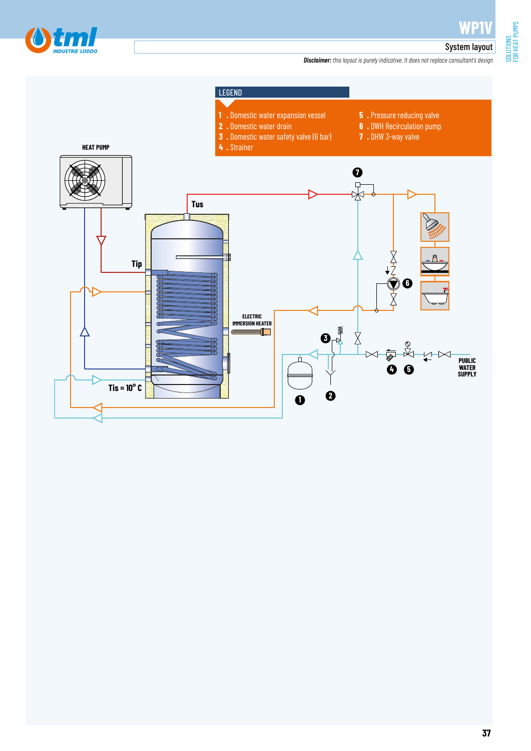# WP1V

## System layout

***Disclaimer:*** *this layout is purely indicative. It does not replace consultant's design*

### LEGEND

1. Domestic water expansion vessel
2. Domestic water drain
3. Domestic water safety valve (6 bar)
4. Strainer
5. Pressure reducing valve
6. DWH Recirculation pump
7. DHW 3-way valve

HEAT PUMP

Tus

Tip

ELECTRIC IMMERSION HEATER

Tis = 10° C

PUBLIC WATER SUPPLY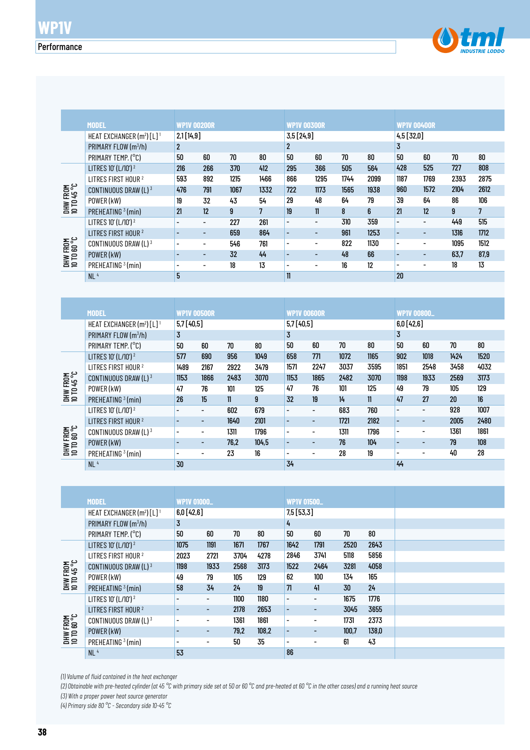# WP1V

## Performance

| | MODEL | WP1V 00200R | | | | WP1V 00300R | | | | WP1V 00400R | | | |
|---|---|---|---|---|---|---|---|---|---|---|---|---|---|
| | HEAT EXCHANGER ($m^2$) [L] [1] | 2,1 [14,9] | | | | 3,5 [24,9] | | | | 4,5 [32,0] | | | |
| | PRIMARY FLOW ($m^3$/h) | 2 | | | | 2 | | | | 3 | | | |
| | PRIMARY TEMP. (°C) | 50 | 60 | 70 | 80 | 50 | 60 | 70 | 80 | 50 | 60 | 70 | 80 |
| DHW FROM 10 TO 45 °C | LITRES 10' (L/10') [2] | 216 | 266 | 370 | 412 | 295 | 366 | 505 | 564 | 428 | 525 | 727 | 808 |
| | LITRES FIRST HOUR [2] | 593 | 892 | 1215 | 1466 | 866 | 1295 | 1744 | 2099 | 1187 | 1769 | 2393 | 2875 |
| | CONTINUOUS DRAW (L) [3] | 476 | 791 | 1067 | 1332 | 722 | 1173 | 1565 | 1938 | 960 | 1572 | 2104 | 2612 |
| | POWER (kW) | 19 | 32 | 43 | 54 | 29 | 48 | 64 | 79 | 39 | 64 | 86 | 106 |
| | PREHEATING [3] (min) | 21 | 12 | 9 | 7 | 19 | 11 | 8 | 6 | 21 | 12 | 9 | 7 |
| DHW FROM 10 TO 60 °C | LITRES 10' (L/10') [2] | - | - | 227 | 261 | - | - | 310 | 359 | - | - | 449 | 515 |
| | LITRES FIRST HOUR [2] | - | - | 659 | 864 | - | - | 961 | 1253 | - | - | 1316 | 1712 |
| | CONTINUOUS DRAW (L) [3] | - | - | 546 | 761 | - | - | 822 | 1130 | - | - | 1095 | 1512 |
| | POWER (kW) | - | - | 32 | 44 | - | - | 48 | 66 | - | - | 63,7 | 87,9 |
| | PREHEATING [3] (min) | - | - | 18 | 13 | - | - | 16 | 12 | - | - | 18 | 13 |
| | NL [4] | 5 | | | | 11 | | | | 20 | | | |

| | MODEL | WP1V 00500R | | | | WP1V 00600R | | | | WP1V 00800_ | | | |
|---|---|---|---|---|---|---|---|---|---|---|---|---|---|
| | HEAT EXCHANGER ($m^2$) [L] [1] | 5,7 [40,5] | | | | 5,7 [40,5] | | | | 6,0 [42,6] | | | |
| | PRIMARY FLOW ($m^3$/h) | 3 | | | | 3 | | | | 3 | | | |
| | PRIMARY TEMP. (°C) | 50 | 60 | 70 | 80 | 50 | 60 | 70 | 80 | 50 | 60 | 70 | 80 |
| DHW FROM 10 TO 45 °C | LITRES 10' (L/10') [2] | 577 | 690 | 956 | 1049 | 658 | 771 | 1072 | 1165 | 902 | 1018 | 1424 | 1520 |
| | LITRES FIRST HOUR [2] | 1489 | 2167 | 2922 | 3479 | 1571 | 2247 | 3037 | 3595 | 1851 | 2548 | 3458 | 4032 |
| | CONTINUOUS DRAW (L) [3] | 1153 | 1866 | 2483 | 3070 | 1153 | 1865 | 2482 | 3070 | 1198 | 1933 | 2569 | 3173 |
| | POWER (kW) | 47 | 76 | 101 | 125 | 47 | 76 | 101 | 125 | 49 | 79 | 105 | 129 |
| | PREHEATING [3] (min) | 26 | 15 | 11 | 9 | 32 | 19 | 14 | 11 | 47 | 27 | 20 | 16 |
| DHW FROM 10 TO 60 °C | LITRES 10' (L/10') [2] | - | - | 602 | 679 | - | - | 683 | 760 | - | - | 928 | 1007 |
| | LITRES FIRST HOUR [2] | - | - | 1640 | 2101 | - | - | 1721 | 2182 | - | - | 2005 | 2480 |
| | CONTINUOUS DRAW (L) [3] | - | - | 1311 | 1796 | - | - | 1311 | 1796 | - | - | 1361 | 1861 |
| | POWER (kW) | - | - | 76,2 | 104,5 | - | - | 76 | 104 | - | - | 79 | 108 |
| | PREHEATING [3] (min) | - | - | 23 | 16 | - | - | 28 | 19 | - | - | 40 | 28 |
| | NL [4] | 30 | | | | 34 | | | | 44 | | | |

| | MODEL | WP1V 01000_ | | | | WP1V 01500_ | | | |
|---|---|---|---|---|---|---|---|---|---|
| | HEAT EXCHANGER ($m^2$) [L] [1] | 6,0 [42,6] | | | | 7,5 [53,3] | | | |
| | PRIMARY FLOW ($m^3$/h) | 3 | | | | 4 | | | |
| | PRIMARY TEMP. (°C) | 50 | 60 | 70 | 80 | 50 | 60 | 70 | 80 |
| DHW FROM 10 TO 45 °C | LITRES 10' (L/10') [2] | 1075 | 1191 | 1671 | 1767 | 1642 | 1791 | 2520 | 2643 |
| | LITRES FIRST HOUR [2] | 2023 | 2721 | 3704 | 4278 | 2846 | 3741 | 5118 | 5856 |
| | CONTINUOUS DRAW (L) [3] | 1198 | 1933 | 2568 | 3173 | 1522 | 2464 | 3281 | 4058 |
| | POWER (kW) | 49 | 79 | 105 | 129 | 62 | 100 | 134 | 165 |
| | PREHEATING [3] (min) | 58 | 34 | 24 | 19 | 71 | 41 | 30 | 24 |
| DHW FROM 10 TO 60 °C | LITRES 10' (L/10') [2] | - | - | 1100 | 1180 | - | - | 1675 | 1776 |
| | LITRES FIRST HOUR [2] | - | - | 2178 | 2653 | - | - | 3045 | 3655 |
| | CONTINUOUS DRAW (L) [3] | - | - | 1361 | 1861 | - | - | 1731 | 2373 |
| | POWER (kW) | - | - | 79,2 | 108,2 | - | - | 100,7 | 138,0 |
| | PREHEATING [3] (min) | - | - | 50 | 35 | - | - | 61 | 43 |
| | NL [4] | 53 | | | | 86 | | | |

*(1) Volume of fluid contained in the heat exchanger*

*(2) Obtainable with pre-heated cylinder (at 45 °C with primary side set at 50 or 60 °C and pre-heated at 60 °C in the other cases) and a running heat source*

*(3) With a proper power heat source generator*

*(4) Primary side 80 °C - Secondary side 10-45 °C*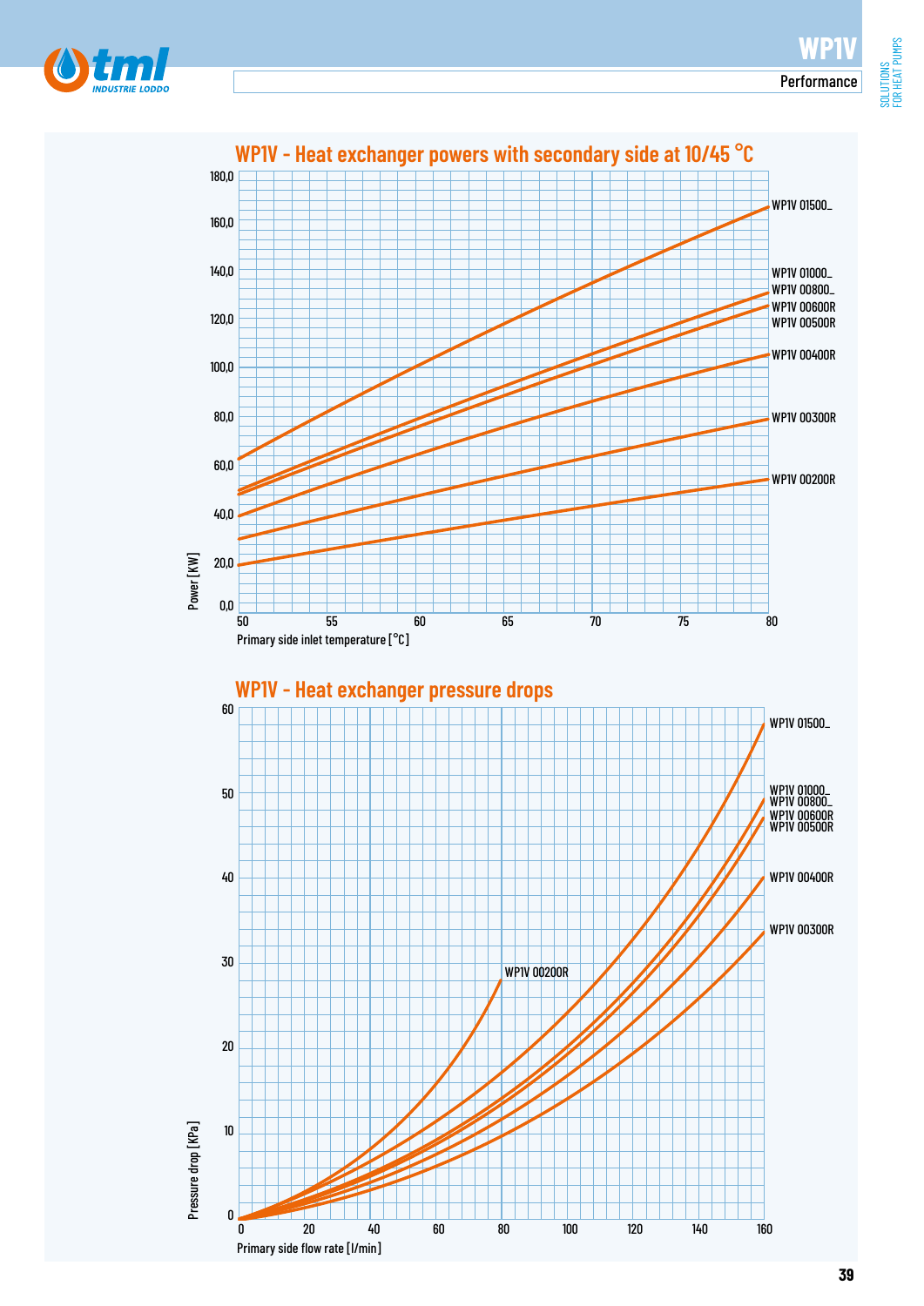# WP1V

## Performance

### WP1V - Heat exchanger powers with secondary side at 10/45 °C

Power [KW]: 0,0 – 20,0 – 40,0 – 60,0 – 80,0 – 100,0 – 120,0 – 140,0 – 160,0 – 180,0

Primary side inlet temperature [°C]: 50 – 55 – 60 – 65 – 70 – 75 – 80

WP1V 01500_
WP1V 01000_
WP1V 00800_
WP1V 00600R
WP1V 00500R
WP1V 00400R
WP1V 00300R
WP1V 00200R

### WP1V - Heat exchanger pressure drops

Pressure drop [KPa]: 0 – 10 – 20 – 30 – 40 – 50 – 60

Primary side flow rate [l/min]: 0 – 20 – 40 – 60 – 80 – 100 – 120 – 140 – 160

WP1V 01500_
WP1V 01000_
WP1V 00800_
WP1V 00600R
WP1V 00500R
WP1V 00400R
WP1V 00300R
WP1V 00200R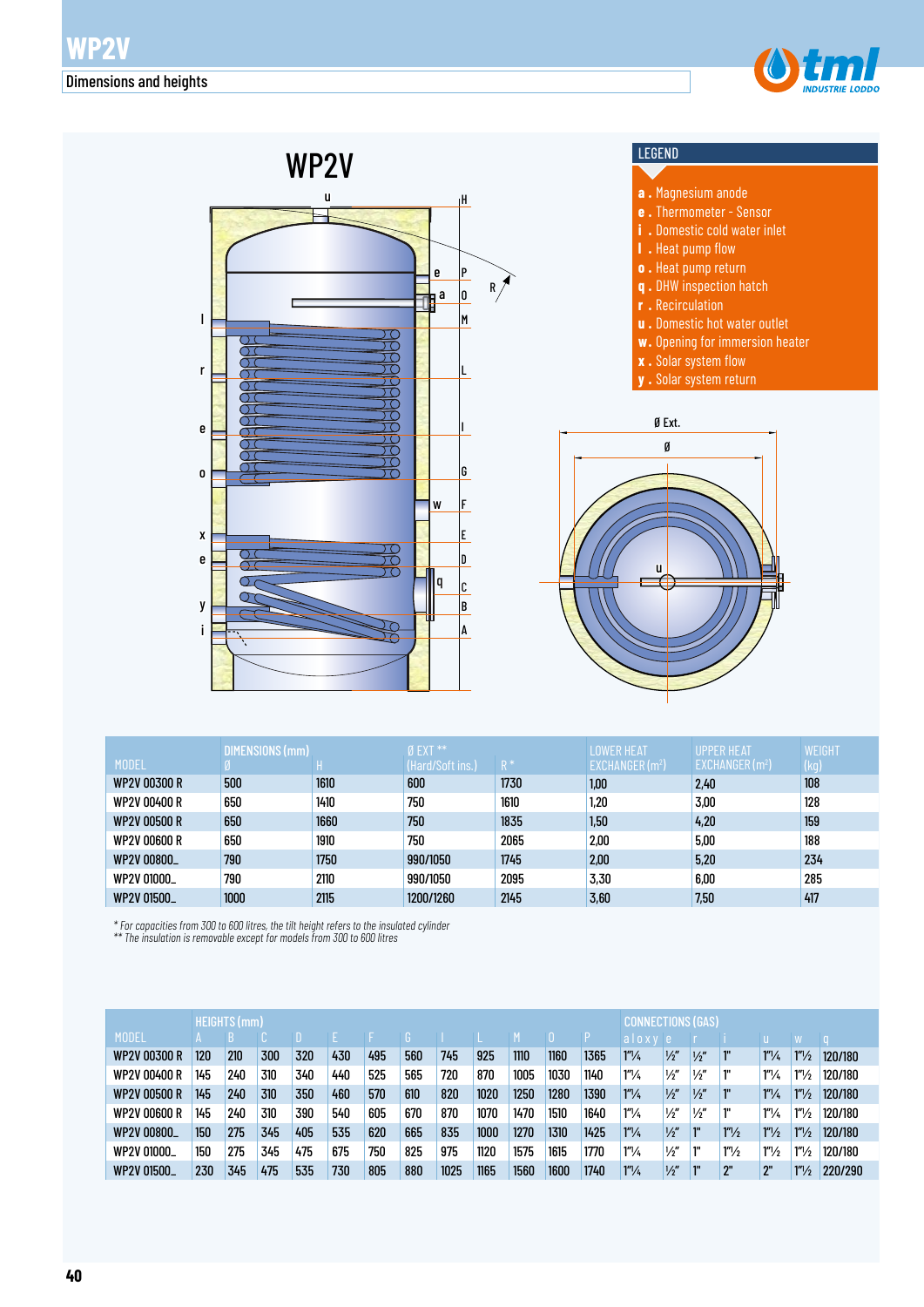# WP2V

Dimensions and heights

## WP2V

**LEGEND**

- **a .** Magnesium anode
- **e .** Thermometer - Sensor
- **i .** Domestic cold water inlet
- **l .** Heat pump flow
- **o .** Heat pump return
- **q .** DHW inspection hatch
- **r .** Recirculation
- **u .** Domestic hot water outlet
- **w.** Opening for immersion heater
- **x .** Solar system flow
- **y .** Solar system return

| MODEL | DIMENSIONS (mm) Ø | H | Ø EXT ** (Hard/Soft ins.) | R * | LOWER HEAT EXCHANGER ($m^2$) | UPPER HEAT EXCHANGER ($m^2$) | WEIGHT (kg) |
|---|---|---|---|---|---|---|---|
| WP2V 00300 R | 500 | 1610 | 600 | 1730 | 1,00 | 2,40 | 108 |
| WP2V 00400 R | 650 | 1410 | 750 | 1610 | 1,20 | 3,00 | 128 |
| WP2V 00500 R | 650 | 1660 | 750 | 1835 | 1,50 | 4,20 | 159 |
| WP2V 00600 R | 650 | 1910 | 750 | 2065 | 2,00 | 5,00 | 188 |
| WP2V 00800_ | 790 | 1750 | 990/1050 | 1745 | 2,00 | 5,20 | 234 |
| WP2V 01000_ | 790 | 2110 | 990/1050 | 2095 | 3,30 | 6,00 | 285 |
| WP2V 01500_ | 1000 | 2115 | 1200/1260 | 2145 | 3,60 | 7,50 | 417 |

*\* For capacities from 300 to 600 litres, the tilt height refers to the insulated cylinder*
*\*\* The insulation is removable except for models from 300 to 600 litres*

| MODEL | HEIGHTS (mm) A | B | C | D | E | F | G | I | L | M | O | P | CONNECTIONS (GAS) a l o x y | e | r | i | u | w | q |
|---|---|---|---|---|---|---|---|---|---|---|---|---|---|---|---|---|---|---|---|
| WP2V 00300 R | 120 | 210 | 300 | 320 | 430 | 495 | 560 | 745 | 925 | 1110 | 1160 | 1365 | 1"¼ | ½" | ½" | 1" | 1"¼ | 1"½ | 120/180 |
| WP2V 00400 R | 145 | 240 | 310 | 340 | 440 | 525 | 565 | 720 | 870 | 1005 | 1030 | 1140 | 1"¼ | ½" | ½" | 1" | 1"¼ | 1"½ | 120/180 |
| WP2V 00500 R | 145 | 240 | 310 | 350 | 460 | 570 | 610 | 820 | 1020 | 1250 | 1280 | 1390 | 1"¼ | ½" | ½" | 1" | 1"¼ | 1"½ | 120/180 |
| WP2V 00600 R | 145 | 240 | 310 | 390 | 540 | 605 | 670 | 870 | 1070 | 1470 | 1510 | 1640 | 1"¼ | ½" | ½" | 1" | 1"¼ | 1"½ | 120/180 |
| WP2V 00800_ | 150 | 275 | 345 | 405 | 535 | 620 | 665 | 835 | 1000 | 1270 | 1310 | 1425 | 1"¼ | ½" | 1" | 1"½ | 1"½ | 1"½ | 120/180 |
| WP2V 01000_ | 150 | 275 | 345 | 475 | 675 | 750 | 825 | 975 | 1120 | 1575 | 1615 | 1770 | 1"¼ | ½" | 1" | 1"½ | 1"½ | 1"½ | 120/180 |
| WP2V 01500_ | 230 | 345 | 475 | 535 | 730 | 805 | 880 | 1025 | 1165 | 1560 | 1600 | 1740 | 1"¼ | ½" | 1" | 2" | 2" | 1"½ | 220/290 |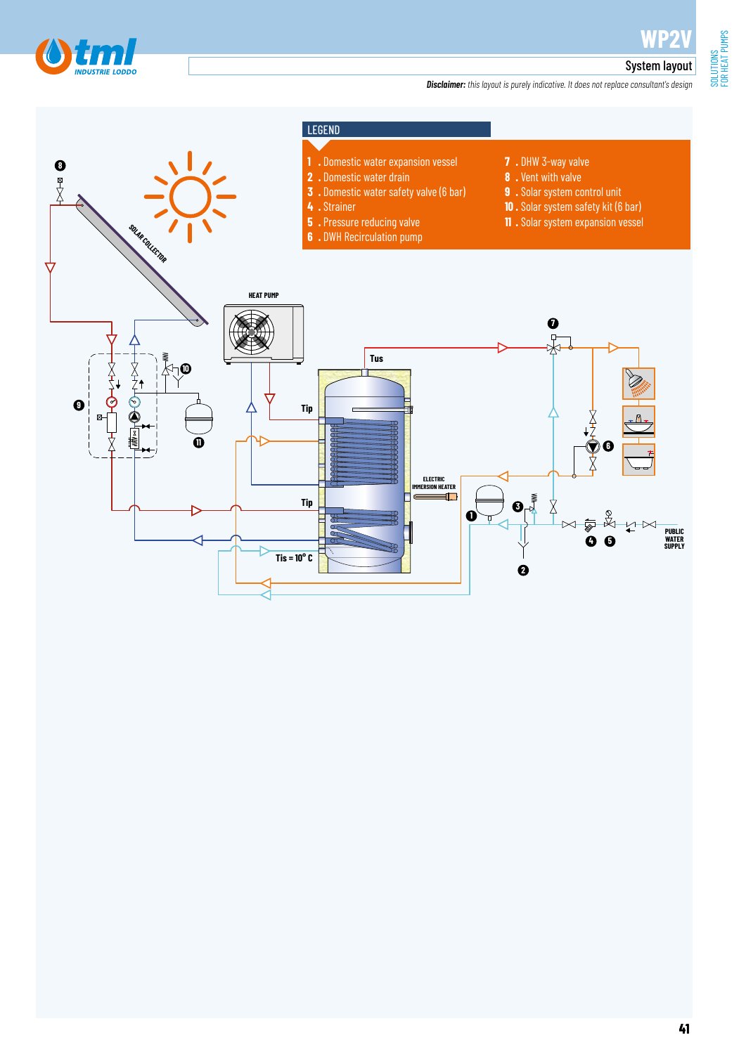# WP2V

## System layout

***Disclaimer:*** *this layout is purely indicative. It does not replace consultant's design*

### LEGEND

1 . Domestic water expansion vessel
2 . Domestic water drain
3 . Domestic water safety valve (6 bar)
4 . Strainer
5 . Pressure reducing valve
6 . DWH Recirculation pump
7 . DHW 3-way valve
8 . Vent with valve
9 . Solar system control unit
10 . Solar system safety kit (6 bar)
11 . Solar system expansion vessel

SOLAR COLLECTOR

HEAT PUMP

Tus

Tip

Tip

Tis = 10° C

ELECTRIC IMMERSION HEATER

PUBLIC WATER SUPPLY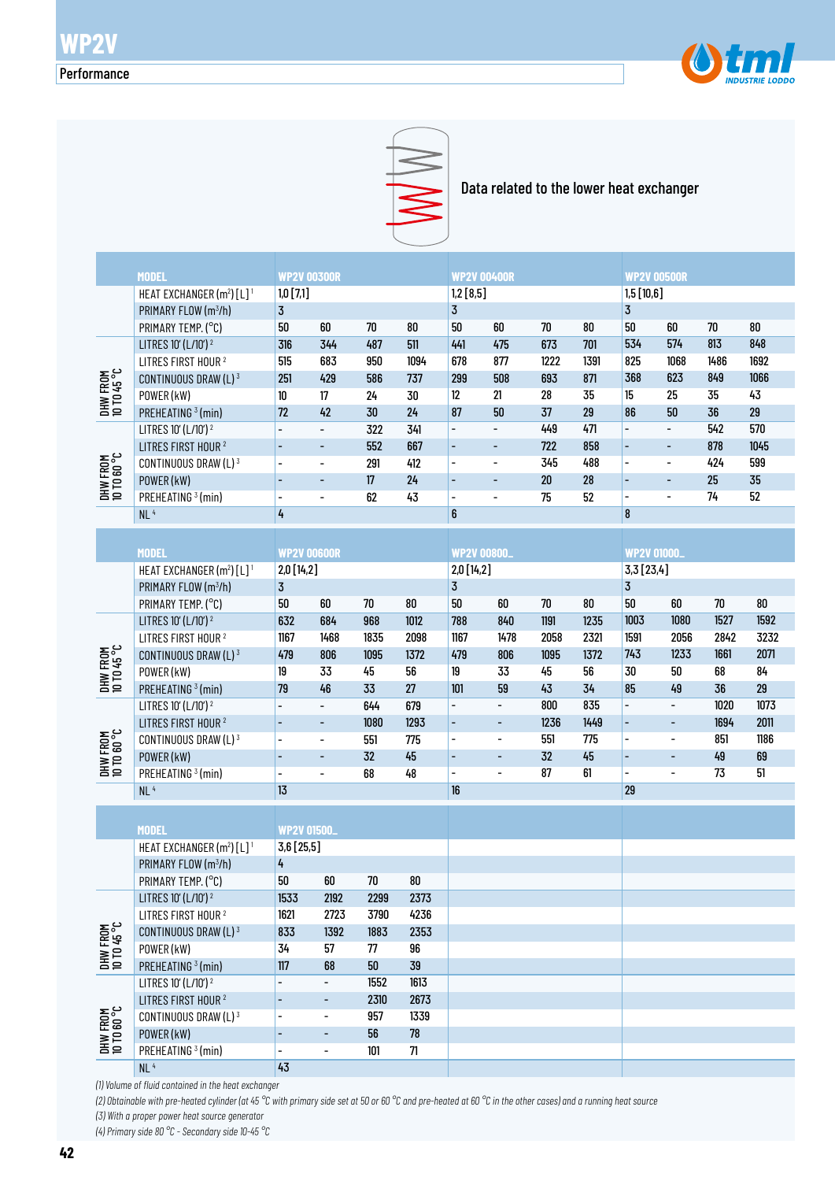# WP2V

## Performance

Data related to the lower heat exchanger

| | MODEL | WP2V 00300R | | | | WP2V 00400R | | | | WP2V 00500R | | | |
|---|---|---|---|---|---|---|---|---|---|---|---|---|---|
| | HEAT EXCHANGER ($m^2$) [L] [1] | 1,0 [7,1] | | | | 1,2 [8,5] | | | | 1,5 [10,6] | | | |
| | PRIMARY FLOW ($m^3$/h) | 3 | | | | 3 | | | | 3 | | | |
| | PRIMARY TEMP. (°C) | 50 | 60 | 70 | 80 | 50 | 60 | 70 | 80 | 50 | 60 | 70 | 80 |
| DHW FROM 10 TO 45 °C | LITRES 10' (L/10') [2] | 316 | 344 | 487 | 511 | 441 | 475 | 673 | 701 | 534 | 574 | 813 | 848 |
| | LITRES FIRST HOUR [2] | 515 | 683 | 950 | 1094 | 678 | 877 | 1222 | 1391 | 825 | 1068 | 1486 | 1692 |
| | CONTINUOUS DRAW (L) [3] | 251 | 429 | 586 | 737 | 299 | 508 | 693 | 871 | 368 | 623 | 849 | 1066 |
| | POWER (kW) | 10 | 17 | 24 | 30 | 12 | 21 | 28 | 35 | 15 | 25 | 35 | 43 |
| | PREHEATING [3] (min) | 72 | 42 | 30 | 24 | 87 | 50 | 37 | 29 | 86 | 50 | 36 | 29 |
| DHW FROM 10 TO 60 °C | LITRES 10' (L/10') [2] | - | - | 322 | 341 | - | - | 449 | 471 | - | - | 542 | 570 |
| | LITRES FIRST HOUR [2] | - | - | 552 | 667 | - | - | 722 | 858 | - | - | 878 | 1045 |
| | CONTINUOUS DRAW (L) [3] | - | - | 291 | 412 | - | - | 345 | 488 | - | - | 424 | 599 |
| | POWER (kW) | - | - | 17 | 24 | - | - | 20 | 28 | - | - | 25 | 35 |
| | PREHEATING [3] (min) | - | - | 62 | 43 | - | - | 75 | 52 | - | - | 74 | 52 |
| | NL [4] | 4 | | | | 6 | | | | 8 | | | |

| | MODEL | WP2V 00600R | | | | WP2V 00800_ | | | | WP2V 01000_ | | | |
|---|---|---|---|---|---|---|---|---|---|---|---|---|---|
| | HEAT EXCHANGER ($m^2$) [L] [1] | 2,0 [14,2] | | | | 2,0 [14,2] | | | | 3,3 [23,4] | | | |
| | PRIMARY FLOW ($m^3$/h) | 3 | | | | 3 | | | | 3 | | | |
| | PRIMARY TEMP. (°C) | 50 | 60 | 70 | 80 | 50 | 60 | 70 | 80 | 50 | 60 | 70 | 80 |
| DHW FROM 10 TO 45 °C | LITRES 10' (L/10') [2] | 632 | 684 | 968 | 1012 | 788 | 840 | 1191 | 1235 | 1003 | 1080 | 1527 | 1592 |
| | LITRES FIRST HOUR [2] | 1167 | 1468 | 1835 | 2098 | 1167 | 1478 | 2058 | 2321 | 1591 | 2056 | 2842 | 3232 |
| | CONTINUOUS DRAW (L) [3] | 479 | 806 | 1095 | 1372 | 479 | 806 | 1095 | 1372 | 743 | 1233 | 1661 | 2071 |
| | POWER (kW) | 19 | 33 | 45 | 56 | 19 | 33 | 45 | 56 | 30 | 50 | 68 | 84 |
| | PREHEATING [3] (min) | 79 | 46 | 33 | 27 | 101 | 59 | 43 | 34 | 85 | 49 | 36 | 29 |
| DHW FROM 10 TO 60 °C | LITRES 10' (L/10') [2] | - | - | 644 | 679 | - | - | 800 | 835 | - | - | 1020 | 1073 |
| | LITRES FIRST HOUR [2] | - | - | 1080 | 1293 | - | - | 1236 | 1449 | - | - | 1694 | 2011 |
| | CONTINUOUS DRAW (L) [3] | - | - | 551 | 775 | - | - | 551 | 775 | - | - | 851 | 1186 |
| | POWER (kW) | - | - | 32 | 45 | - | - | 32 | 45 | - | - | 49 | 69 |
| | PREHEATING [3] (min) | - | - | 68 | 48 | - | - | 87 | 61 | - | - | 73 | 51 |
| | NL [4] | 13 | | | | 16 | | | | 29 | | | |

| | MODEL | WP2V 01500_ | | | |
|---|---|---|---|---|---|
| | HEAT EXCHANGER ($m^2$) [L] [1] | 3,6 [25,5] | | | |
| | PRIMARY FLOW ($m^3$/h) | 4 | | | |
| | PRIMARY TEMP. (°C) | 50 | 60 | 70 | 80 |
| DHW FROM 10 TO 45 °C | LITRES 10' (L/10') [2] | 1533 | 2192 | 2299 | 2373 |
| | LITRES FIRST HOUR [2] | 1621 | 2723 | 3790 | 4236 |
| | CONTINUOUS DRAW (L) [3] | 833 | 1392 | 1883 | 2353 |
| | POWER (kW) | 34 | 57 | 77 | 96 |
| | PREHEATING [3] (min) | 117 | 68 | 50 | 39 |
| DHW FROM 10 TO 60 °C | LITRES 10' (L/10') [2] | - | - | 1552 | 1613 |
| | LITRES FIRST HOUR [2] | - | - | 2310 | 2673 |
| | CONTINUOUS DRAW (L) [3] | - | - | 957 | 1339 |
| | POWER (kW) | - | - | 56 | 78 |
| | PREHEATING [3] (min) | - | - | 101 | 71 |
| | NL [4] | 43 | | | |

*(1) Volume of fluid contained in the heat exchanger*

*(2) Obtainable with pre-heated cylinder (at 45 °C with primary side set at 50 or 60 °C and pre-heated at 60 °C in the other cases) and a running heat source*

*(3) With a proper power heat source generator*

*(4) Primary side 80 °C - Secondary side 10-45 °C*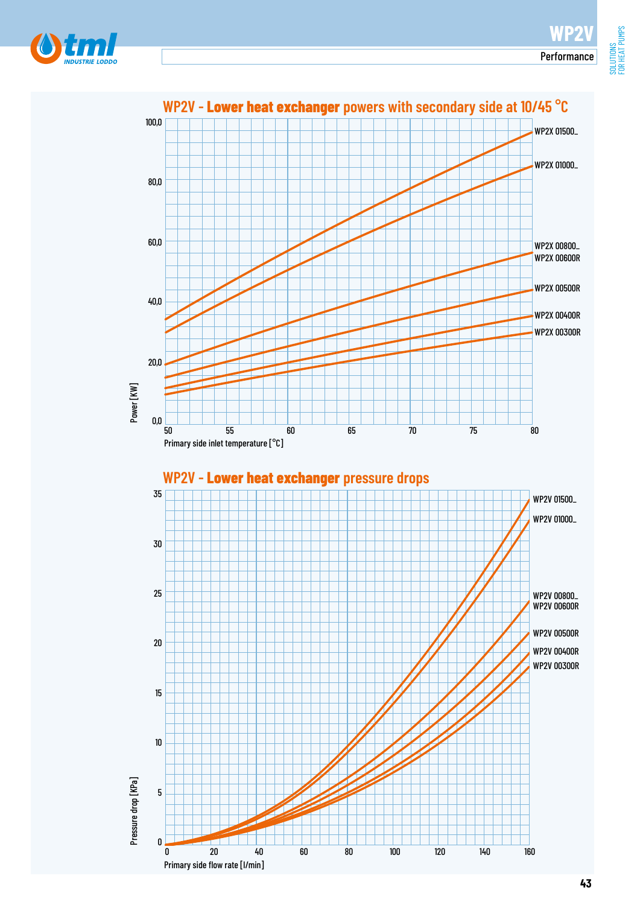# WP2V

## Performance

### WP2V - **Lower heat exchanger** powers with secondary side at 10/45 °C

Power [KW]

100,0
80,0
60,0
40,0
20,0
0,0

50 55 60 65 70 75 80

Primary side inlet temperature [°C]

WP2X 01500_
WP2X 01000_
WP2X 00800_
WP2X 00600R
WP2X 00500R
WP2X 00400R
WP2X 00300R

### WP2V - **Lower heat exchanger** pressure drops

Pressure drop [KPa]

35
30
25
20
15
10
5
0

0 20 40 60 80 100 120 140 160

Primary side flow rate [l/min]

WP2V 01500_
WP2V 01000_
WP2V 00800_
WP2V 00600R
WP2V 00500R
WP2V 00400R
WP2V 00300R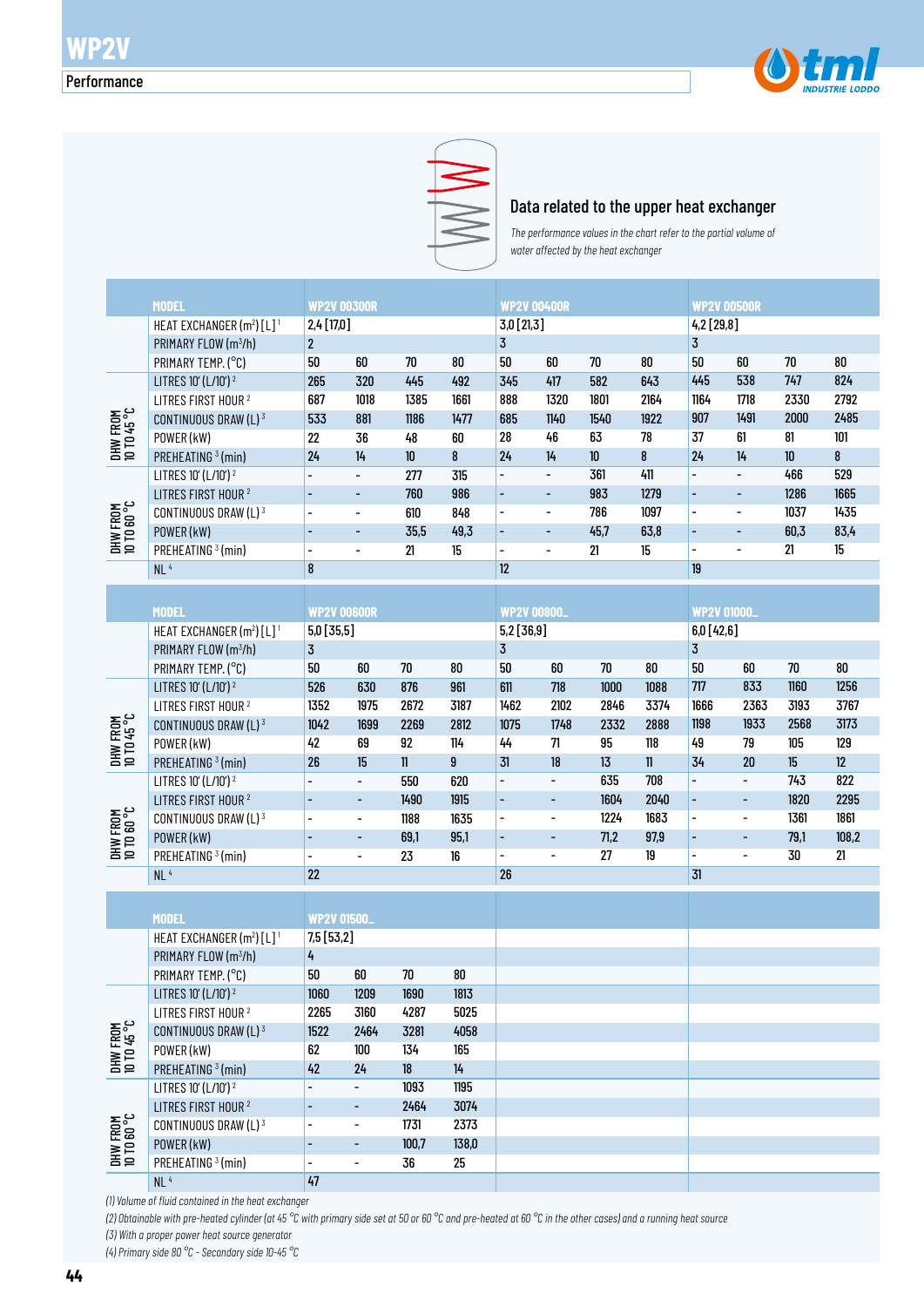# WP2V

Performance

## Data related to the upper heat exchanger

*The performance values in the chart refer to the partial volume of water affected by the heat exchanger*

| | MODEL | WP2V 00300R | | | | WP2V 00400R | | | | WP2V 00500R | | | |
|---|---|---|---|---|---|---|---|---|---|---|---|---|---|
| | HEAT EXCHANGER (m²) [L] [1] | 2,4 [17,0] | | | | 3,0 [21,3] | | | | 4,2 [29,8] | | | |
| | PRIMARY FLOW (m³/h) | 2 | | | | 3 | | | | 3 | | | |
| | PRIMARY TEMP. (°C) | 50 | 60 | 70 | 80 | 50 | 60 | 70 | 80 | 50 | 60 | 70 | 80 |
| DHW FROM 10 TO 45 °C | LITRES 10' (L/10') [2] | 265 | 320 | 445 | 492 | 345 | 417 | 582 | 643 | 445 | 538 | 747 | 824 |
| | LITRES FIRST HOUR [2] | 687 | 1018 | 1385 | 1661 | 888 | 1320 | 1801 | 2164 | 1164 | 1718 | 2330 | 2792 |
| | CONTINUOUS DRAW (L) [3] | 533 | 881 | 1186 | 1477 | 685 | 1140 | 1540 | 1922 | 907 | 1491 | 2000 | 2485 |
| | POWER (kW) | 22 | 36 | 48 | 60 | 28 | 46 | 63 | 78 | 37 | 61 | 81 | 101 |
| | PREHEATING [3] (min) | 24 | 14 | 10 | 8 | 24 | 14 | 10 | 8 | 24 | 14 | 10 | 8 |
| DHW FROM 10 TO 60 °C | LITRES 10' (L/10') [2] | - | - | 277 | 315 | - | - | 361 | 411 | - | - | 466 | 529 |
| | LITRES FIRST HOUR [2] | - | - | 760 | 986 | - | - | 983 | 1279 | - | - | 1286 | 1665 |
| | CONTINUOUS DRAW (L) [3] | - | - | 610 | 848 | - | - | 786 | 1097 | - | - | 1037 | 1435 |
| | POWER (kW) | - | - | 35,5 | 49,3 | - | - | 45,7 | 63,8 | - | - | 60,3 | 83,4 |
| | PREHEATING [3] (min) | - | - | 21 | 15 | - | - | 21 | 15 | - | - | 21 | 15 |
| | NL [4] | 8 | | | | 12 | | | | 19 | | | |

| | MODEL | WP2V 00600R | | | | WP2V 00800_ | | | | WP2V 01000_ | | | |
|---|---|---|---|---|---|---|---|---|---|---|---|---|---|
| | HEAT EXCHANGER (m²) [L] [1] | 5,0 [35,5] | | | | 5,2 [36,9] | | | | 6,0 [42,6] | | | |
| | PRIMARY FLOW (m³/h) | 3 | | | | 3 | | | | 3 | | | |
| | PRIMARY TEMP. (°C) | 50 | 60 | 70 | 80 | 50 | 60 | 70 | 80 | 50 | 60 | 70 | 80 |
| DHW FROM 10 TO 45 °C | LITRES 10' (L/10') [2] | 526 | 630 | 876 | 961 | 611 | 718 | 1000 | 1088 | 717 | 833 | 1160 | 1256 |
| | LITRES FIRST HOUR [2] | 1352 | 1975 | 2672 | 3187 | 1462 | 2102 | 2846 | 3374 | 1666 | 2363 | 3193 | 3767 |
| | CONTINUOUS DRAW (L) [3] | 1042 | 1699 | 2269 | 2812 | 1075 | 1748 | 2332 | 2888 | 1198 | 1933 | 2568 | 3173 |
| | POWER (kW) | 42 | 69 | 92 | 114 | 44 | 71 | 95 | 118 | 49 | 79 | 105 | 129 |
| | PREHEATING [3] (min) | 26 | 15 | 11 | 9 | 31 | 18 | 13 | 11 | 34 | 20 | 15 | 12 |
| DHW FROM 10 TO 60 °C | LITRES 10' (L/10') [2] | - | - | 550 | 620 | - | - | 635 | 708 | - | - | 743 | 822 |
| | LITRES FIRST HOUR [2] | - | - | 1490 | 1915 | - | - | 1604 | 2040 | - | - | 1820 | 2295 |
| | CONTINUOUS DRAW (L) [3] | - | - | 1188 | 1635 | - | - | 1224 | 1683 | - | - | 1361 | 1861 |
| | POWER (kW) | - | - | 69,1 | 95,1 | - | - | 71,2 | 97,9 | - | - | 79,1 | 108,2 |
| | PREHEATING [3] (min) | - | - | 23 | 16 | - | - | 27 | 19 | - | - | 30 | 21 |
| | NL [4] | 22 | | | | 26 | | | | 31 | | | |

| | MODEL | WP2V 01500_ | | | |
|---|---|---|---|---|---|
| | HEAT EXCHANGER (m²) [L] [1] | 7,5 [53,2] | | | |
| | PRIMARY FLOW (m³/h) | 4 | | | |
| | PRIMARY TEMP. (°C) | 50 | 60 | 70 | 80 |
| DHW FROM 10 TO 45 °C | LITRES 10' (L/10') [2] | 1060 | 1209 | 1690 | 1813 |
| | LITRES FIRST HOUR [2] | 2265 | 3160 | 4287 | 5025 |
| | CONTINUOUS DRAW (L) [3] | 1522 | 2464 | 3281 | 4058 |
| | POWER (kW) | 62 | 100 | 134 | 165 |
| | PREHEATING [3] (min) | 42 | 24 | 18 | 14 |
| DHW FROM 10 TO 60 °C | LITRES 10' (L/10') [2] | - | - | 1093 | 1195 |
| | LITRES FIRST HOUR [2] | - | - | 2464 | 3074 |
| | CONTINUOUS DRAW (L) [3] | - | - | 1731 | 2373 |
| | POWER (kW) | - | - | 100,7 | 138,0 |
| | PREHEATING [3] (min) | - | - | 36 | 25 |
| | NL [4] | 47 | | | |

*(1) Volume of fluid contained in the heat exchanger*

*(2) Obtainable with pre-heated cylinder (at 45 °C with primary side set at 50 or 60 °C and pre-heated at 60 °C in the other cases) and a running heat source*

*(3) With a proper power heat source generator*

*(4) Primary side 80 °C - Secondary side 10-45 °C*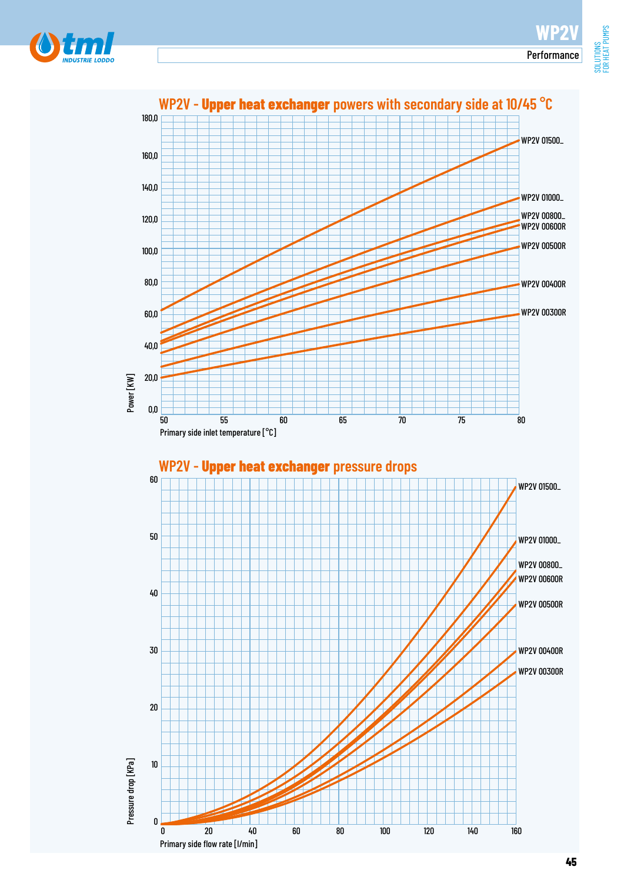# WP2V

Performance

SOLUTIONS FOR HEAT PUMPS

## WP2V - **Upper heat exchanger** powers with secondary side at 10/45 °C

Power [KW]

180,0
160,0
140,0
120,0
100,0
80,0
60,0
40,0
20,0
0,0

50
55
60
65
70
75
80

Primary side inlet temperature [°C]

WP2V 01500_
WP2V 01000_
WP2V 00800_
WP2V 00600R
WP2V 00500R
WP2V 00400R
WP2V 00300R

## WP2V - **Upper heat exchanger** pressure drops

Pressure drop [KPa]

60
50
40
30
20
10
0

0
20
40
60
80
100
120
140
160

Primary side flow rate [l/min]

WP2V 01500_
WP2V 01000_
WP2V 00800_
WP2V 00600R
WP2V 00500R
WP2V 00400R
WP2V 00300R